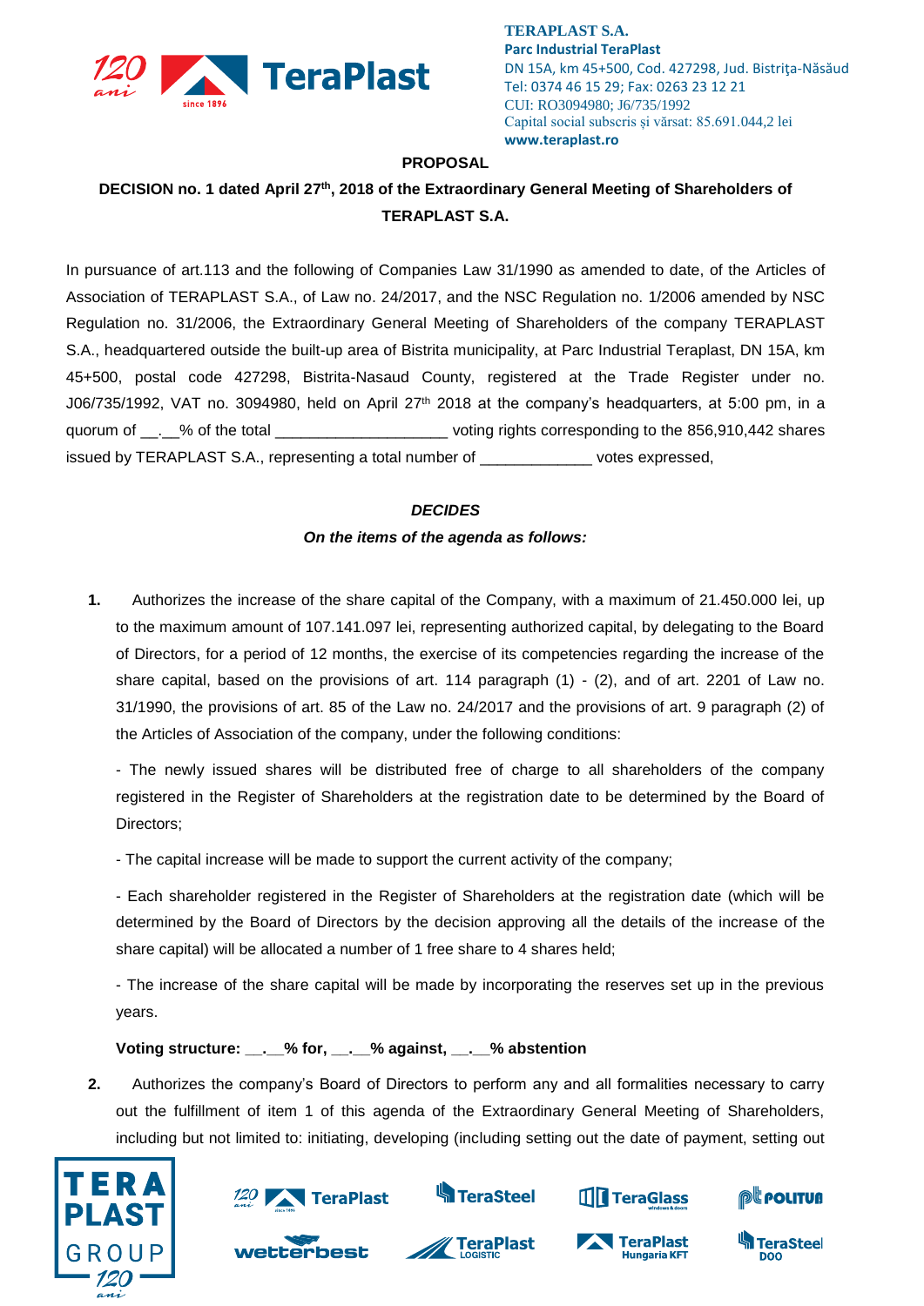**TERAPLAST S.A.**
**Parc Industrial TeraPlast**
DN 15A, km 45+500, Cod. 427298, Jud. Bistriţa-Năsăud
Tel: 0374 46 15 29; Fax: 0263 23 12 21
CUI: RO3094980; J6/735/1992
Capital social subscris și vărsat: 85.691.044,2 lei
**www.teraplast.ro**

**PROPOSAL**

**DECISION no. 1 dated April 27th, 2018 of the Extraordinary General Meeting of Shareholders of TERAPLAST S.A.**

In pursuance of art.113 and the following of Companies Law 31/1990 as amended to date, of the Articles of Association of TERAPLAST S.A., of Law no. 24/2017, and the NSC Regulation no. 1/2006 amended by NSC Regulation no. 31/2006, the Extraordinary General Meeting of Shareholders of the company TERAPLAST S.A., headquartered outside the built-up area of Bistrita municipality, at Parc Industrial Teraplast, DN 15A, km 45+500, postal code 427298, Bistrita-Nasaud County, registered at the Trade Register under no. J06/735/1992, VAT no. 3094980, held on April 27th 2018 at the company's headquarters, at 5:00 pm, in a quorum of __.__% of the total ___________________ voting rights corresponding to the 856,910,442 shares issued by TERAPLAST S.A., representing a total number of ____________ votes expressed,

***DECIDES***

***On the items of the agenda as follows:***

**1.** Authorizes the increase of the share capital of the Company, with a maximum of 21.450.000 lei, up to the maximum amount of 107.141.097 lei, representing authorized capital, by delegating to the Board of Directors, for a period of 12 months, the exercise of its competencies regarding the increase of the share capital, based on the provisions of art. 114 paragraph (1) - (2), and of art. 2201 of Law no. 31/1990, the provisions of art. 85 of the Law no. 24/2017 and the provisions of art. 9 paragraph (2) of the Articles of Association of the company, under the following conditions:

- The newly issued shares will be distributed free of charge to all shareholders of the company registered in the Register of Shareholders at the registration date to be determined by the Board of Directors;

- The capital increase will be made to support the current activity of the company;

- Each shareholder registered in the Register of Shareholders at the registration date (which will be determined by the Board of Directors by the decision approving all the details of the increase of the share capital) will be allocated a number of 1 free share to 4 shares held;

- The increase of the share capital will be made by incorporating the reserves set up in the previous years.

**Voting structure: __.__% for, __.__% against, __.__% abstention**

**2.** Authorizes the company's Board of Directors to perform any and all formalities necessary to carry out the fulfillment of item 1 of this agenda of the Extraordinary General Meeting of Shareholders, including but not limited to: initiating, developing (including setting out the date of payment, setting out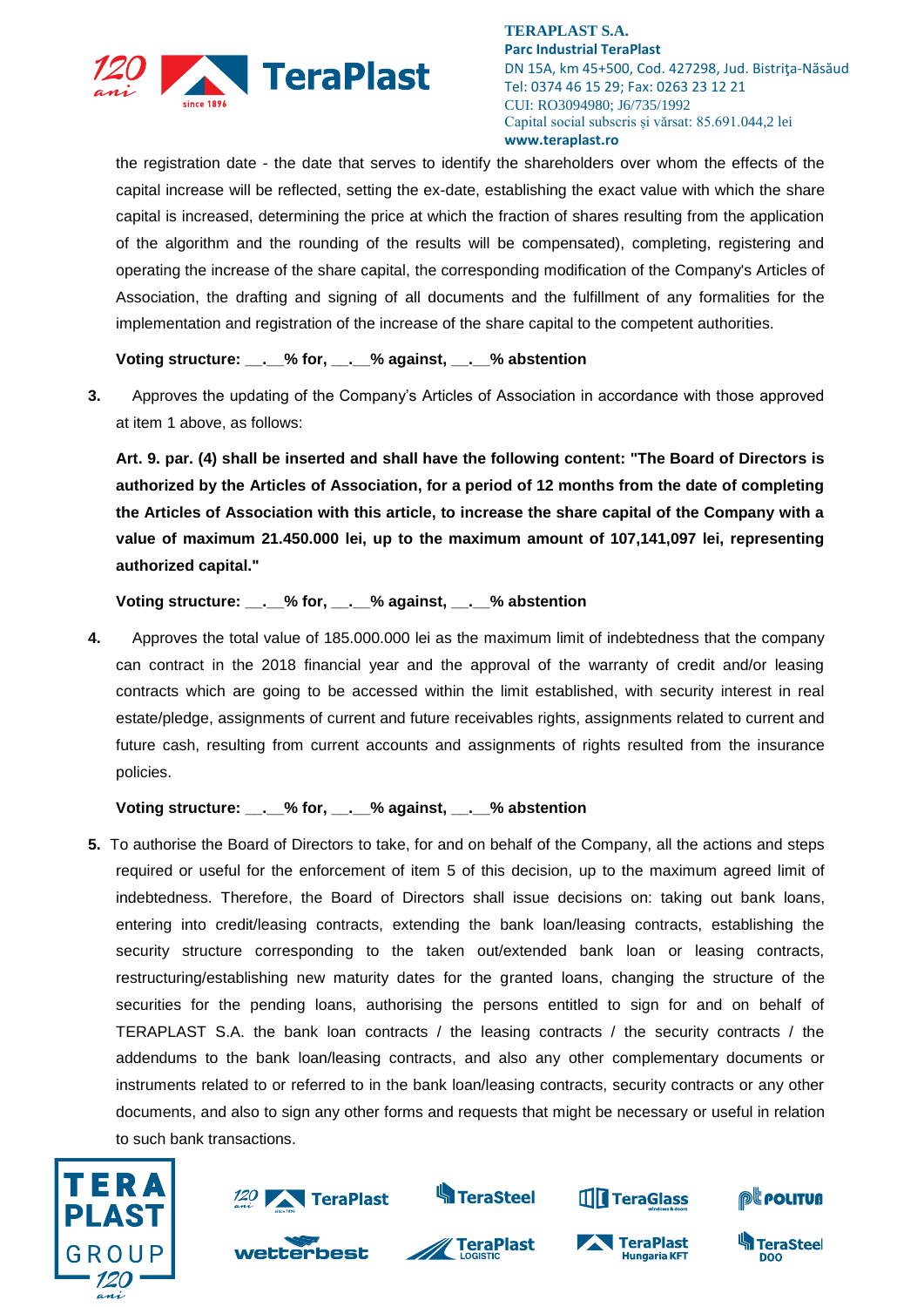the registration date - the date that serves to identify the shareholders over whom the effects of the capital increase will be reflected, setting the ex-date, establishing the exact value with which the share capital is increased, determining the price at which the fraction of shares resulting from the application of the algorithm and the rounding of the results will be compensated), completing, registering and operating the increase of the share capital, the corresponding modification of the Company's Articles of Association, the drafting and signing of all documents and the fulfillment of any formalities for the implementation and registration of the increase of the share capital to the competent authorities.

**Voting structure: __.__% for, __.__% against, __.__% abstention**

3. Approves the updating of the Company's Articles of Association in accordance with those approved at item 1 above, as follows:

   **Art. 9. par. (4) shall be inserted and shall have the following content: "The Board of Directors is authorized by the Articles of Association, for a period of 12 months from the date of completing the Articles of Association with this article, to increase the share capital of the Company with a value of maximum 21.450.000 lei, up to the maximum amount of 107,141,097 lei, representing authorized capital."**

   **Voting structure: __.__% for, __.__% against, __.__% abstention**

4. Approves the total value of 185.000.000 lei as the maximum limit of indebtedness that the company can contract in the 2018 financial year and the approval of the warranty of credit and/or leasing contracts which are going to be accessed within the limit established, with security interest in real estate/pledge, assignments of current and future receivables rights, assignments related to current and future cash, resulting from current accounts and assignments of rights resulted from the insurance policies.

   **Voting structure: __.__% for, __.__% against, __.__% abstention**

5. To authorise the Board of Directors to take, for and on behalf of the Company, all the actions and steps required or useful for the enforcement of item 5 of this decision, up to the maximum agreed limit of indebtedness. Therefore, the Board of Directors shall issue decisions on: taking out bank loans, entering into credit/leasing contracts, extending the bank loan/leasing contracts, establishing the security structure corresponding to the taken out/extended bank loan or leasing contracts, restructuring/establishing new maturity dates for the granted loans, changing the structure of the securities for the pending loans, authorising the persons entitled to sign for and on behalf of TERAPLAST S.A. the bank loan contracts / the leasing contracts / the security contracts / the addendums to the bank loan/leasing contracts, and also any other complementary documents or instruments related to or referred to in the bank loan/leasing contracts, security contracts or any other documents, and also to sign any other forms and requests that might be necessary or useful in relation to such bank transactions.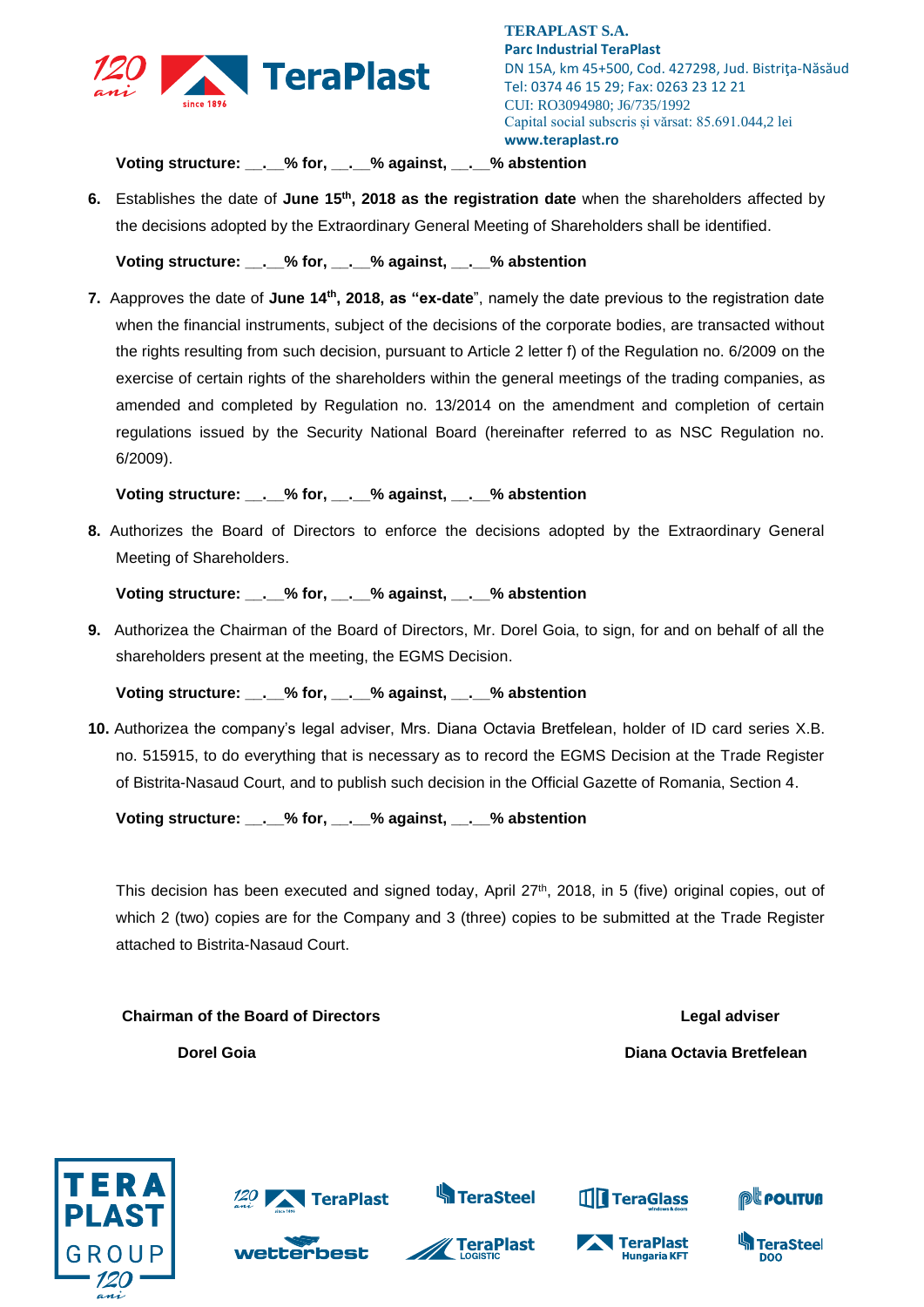**Voting structure: \_\_.\_\_% for, \_\_.\_\_% against, \_\_.\_\_% abstention**

6. Establishes the date of **June 15th, 2018 as the registration date** when the shareholders affected by the decisions adopted by the Extraordinary General Meeting of Shareholders shall be identified.

**Voting structure: \_\_.\_\_% for, \_\_.\_\_% against, \_\_.\_\_% abstention**

7. Aapproves the date of **June 14th, 2018, as "ex-date"**, namely the date previous to the registration date when the financial instruments, subject of the decisions of the corporate bodies, are transacted without the rights resulting from such decision, pursuant to Article 2 letter f) of the Regulation no. 6/2009 on the exercise of certain rights of the shareholders within the general meetings of the trading companies, as amended and completed by Regulation no. 13/2014 on the amendment and completion of certain regulations issued by the Security National Board (hereinafter referred to as NSC Regulation no. 6/2009).

**Voting structure: \_\_.\_\_% for, \_\_.\_\_% against, \_\_.\_\_% abstention**

8. Authorizes the Board of Directors to enforce the decisions adopted by the Extraordinary General Meeting of Shareholders.

**Voting structure: \_\_.\_\_% for, \_\_.\_\_% against, \_\_.\_\_% abstention**

9. Authorizea the Chairman of the Board of Directors, Mr. Dorel Goia, to sign, for and on behalf of all the shareholders present at the meeting, the EGMS Decision.

**Voting structure: \_\_.\_\_% for, \_\_.\_\_% against, \_\_.\_\_% abstention**

10. Authorizea the company's legal adviser, Mrs. Diana Octavia Bretfelean, holder of ID card series X.B. no. 515915, to do everything that is necessary as to record the EGMS Decision at the Trade Register of Bistrita-Nasaud Court, and to publish such decision in the Official Gazette of Romania, Section 4.

**Voting structure: \_\_.\_\_% for, \_\_.\_\_% against, \_\_.\_\_% abstention**

This decision has been executed and signed today, April 27th, 2018, in 5 (five) original copies, out of which 2 (two) copies are for the Company and 3 (three) copies to be submitted at the Trade Register attached to Bistrita-Nasaud Court.

| | |
|---|---|
| **Chairman of the Board of Directors** | **Legal adviser** |
| **Dorel Goia** | **Diana Octavia Bretfelean** |